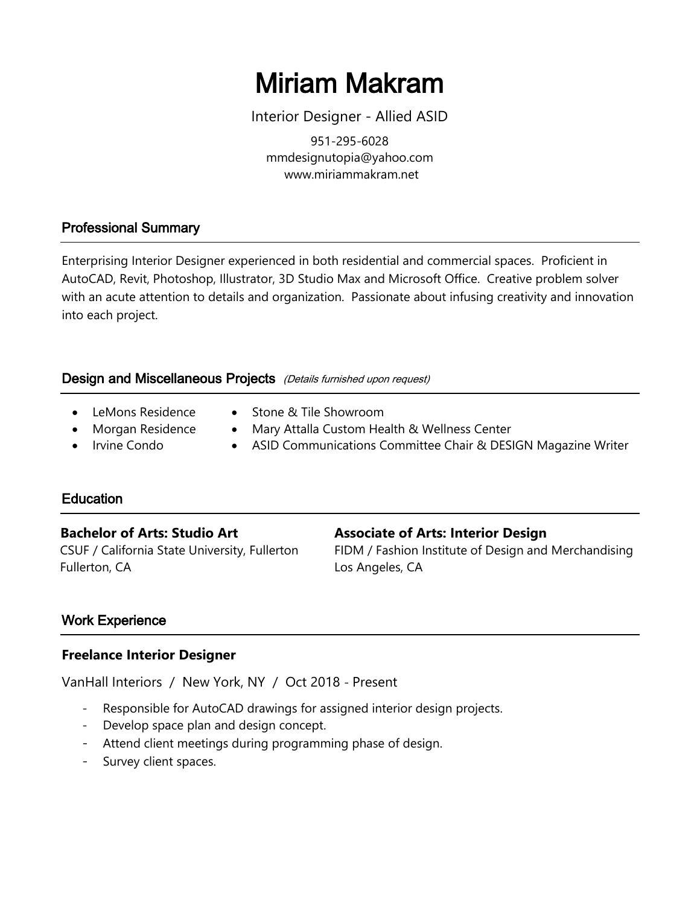# Miriam Makram

Interior Designer - Allied ASID

951-295-6028
mmdesignutopia@yahoo.com
www.miriammakram.net

## Professional Summary

Enterprising Interior Designer experienced in both residential and commercial spaces. Proficient in AutoCAD, Revit, Photoshop, Illustrator, 3D Studio Max and Microsoft Office. Creative problem solver with an acute attention to details and organization. Passionate about infusing creativity and innovation into each project.

## Design and Miscellaneous Projects *(Details furnished upon request)*

- LeMons Residence
- Morgan Residence
- Irvine Condo
- Stone & Tile Showroom
- Mary Attalla Custom Health & Wellness Center
- ASID Communications Committee Chair & DESIGN Magazine Writer

## Education

**Bachelor of Arts: Studio Art**
CSUF / California State University, Fullerton
Fullerton, CA

**Associate of Arts: Interior Design**
FIDM / Fashion Institute of Design and Merchandising
Los Angeles, CA

## Work Experience

### Freelance Interior Designer

VanHall Interiors / New York, NY / Oct 2018 - Present

- Responsible for AutoCAD drawings for assigned interior design projects.
- Develop space plan and design concept.
- Attend client meetings during programming phase of design.
- Survey client spaces.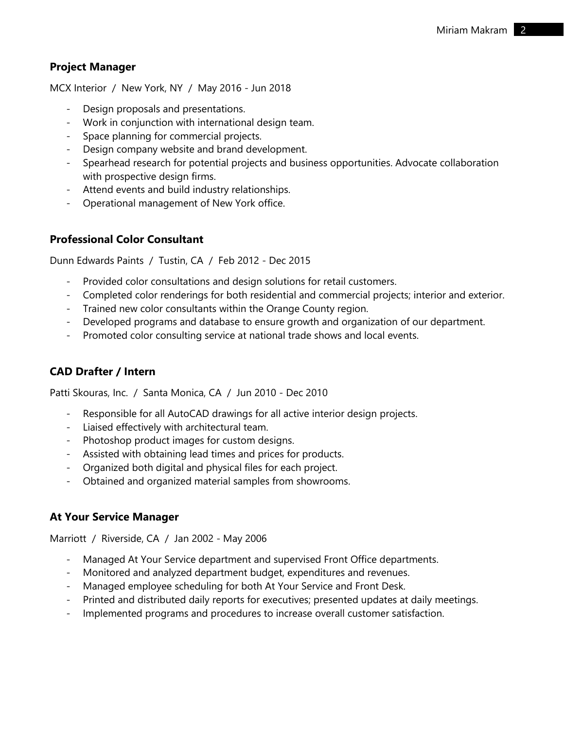### Project Manager

MCX Interior / New York, NY / May 2016 - Jun 2018

- Design proposals and presentations.
- Work in conjunction with international design team.
- Space planning for commercial projects.
- Design company website and brand development.
- Spearhead research for potential projects and business opportunities. Advocate collaboration with prospective design firms.
- Attend events and build industry relationships.
- Operational management of New York office.

### Professional Color Consultant

Dunn Edwards Paints / Tustin, CA / Feb 2012 - Dec 2015

- Provided color consultations and design solutions for retail customers.
- Completed color renderings for both residential and commercial projects; interior and exterior.
- Trained new color consultants within the Orange County region.
- Developed programs and database to ensure growth and organization of our department.
- Promoted color consulting service at national trade shows and local events.

### CAD Drafter / Intern

Patti Skouras, Inc. / Santa Monica, CA / Jun 2010 - Dec 2010

- Responsible for all AutoCAD drawings for all active interior design projects.
- Liaised effectively with architectural team.
- Photoshop product images for custom designs.
- Assisted with obtaining lead times and prices for products.
- Organized both digital and physical files for each project.
- Obtained and organized material samples from showrooms.

### At Your Service Manager

Marriott / Riverside, CA / Jan 2002 - May 2006

- Managed At Your Service department and supervised Front Office departments.
- Monitored and analyzed department budget, expenditures and revenues.
- Managed employee scheduling for both At Your Service and Front Desk.
- Printed and distributed daily reports for executives; presented updates at daily meetings.
- Implemented programs and procedures to increase overall customer satisfaction.